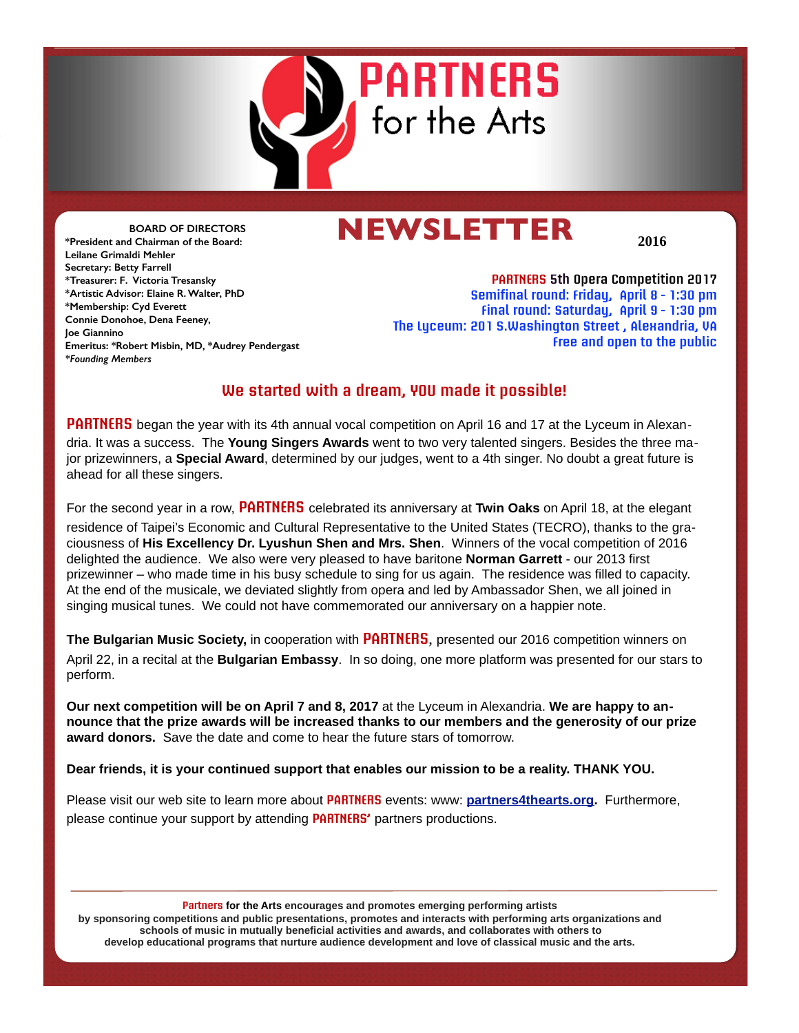# PARTNERS for the Arts

**BOARD OF DIRECTORS**

**\*President and Chairman of the Board: Leilane Grimaldi Mehler**
**Secretary: Betty Farrell**
**\*Treasurer: F. Victoria Tresansky**
**\*Artistic Advisor: Elaine R. Walter, PhD**
**\*Membership: Cyd Everett**
**Connie Donohoe, Dena Feeney, Joe Giannino**
**Emeritus: \*Robert Misbin, MD, \*Audrey Pendergast**
*\*Founding Members*

# NEWSLETTER

**2016**

**PARTNERS 5th Opera Competition 2017**
**Semifinal round: Friday, April 8 - 1:30 pm**
**Final round: Saturday, April 9 - 1:30 pm**
**The Lyceum: 201 S.Washington Street , Alexandria, VA**
**Free and open to the public**

## We started with a dream, YOU made it possible!

**PARTNERS** began the year with its 4th annual vocal competition on April 16 and 17 at the Lyceum in Alexandria. It was a success. The **Young Singers Awards** went to two very talented singers. Besides the three major prizewinners, a **Special Award**, determined by our judges, went to a 4th singer. No doubt a great future is ahead for all these singers.

For the second year in a row, **PARTNERS** celebrated its anniversary at **Twin Oaks** on April 18, at the elegant residence of Taipei's Economic and Cultural Representative to the United States (TECRO), thanks to the graciousness of **His Excellency Dr. Lyushun Shen and Mrs. Shen**. Winners of the vocal competition of 2016 delighted the audience. We also were very pleased to have baritone **Norman Garrett** - our 2013 first prizewinner – who made time in his busy schedule to sing for us again. The residence was filled to capacity. At the end of the musicale, we deviated slightly from opera and led by Ambassador Shen, we all joined in singing musical tunes. We could not have commemorated our anniversary on a happier note.

**The Bulgarian Music Society,** in cooperation with **PARTNERS**, presented our 2016 competition winners on April 22, in a recital at the **Bulgarian Embassy**. In so doing, one more platform was presented for our stars to perform.

**Our next competition will be on April 7 and 8, 2017** at the Lyceum in Alexandria. **We are happy to announce that the prize awards will be increased thanks to our members and the generosity of our prize award donors.** Save the date and come to hear the future stars of tomorrow.

**Dear friends, it is your continued support that enables our mission to be a reality. THANK YOU.**

Please visit our web site to learn more about **PARTNERS** events: www: **partners4thearts.org.** Furthermore, please continue your support by attending **PARTNERS'** partners productions.

---

**Partners for the Arts encourages and promotes emerging performing artists by sponsoring competitions and public presentations, promotes and interacts with performing arts organizations and schools of music in mutually beneficial activities and awards, and collaborates with others to develop educational programs that nurture audience development and love of classical music and the arts.**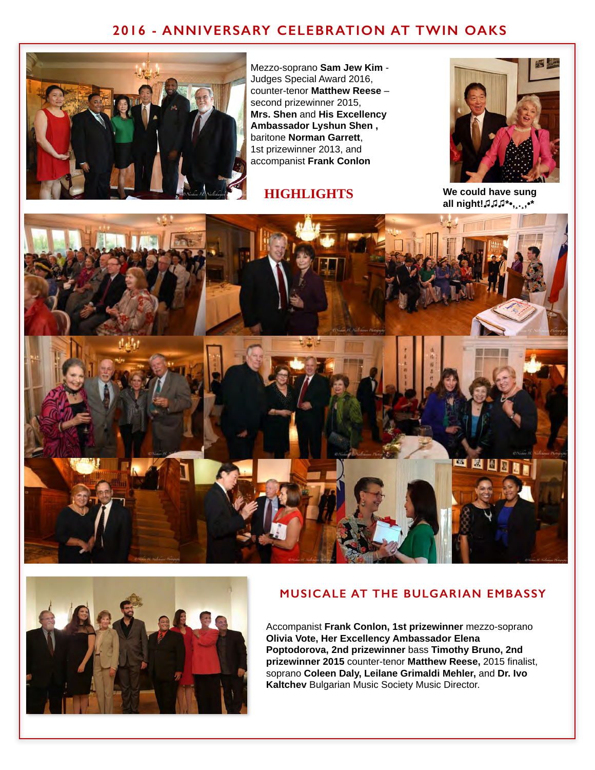## 2016 - ANNIVERSARY CELEBRATION AT TWIN OAKS

Mezzo-soprano **Sam Jew Kim** - Judges Special Award 2016, counter-tenor **Matthew Reese** – second prizewinner 2015, **Mrs. Shen** and **His Excellency Ambassador Lyshun Shen ,** baritone **Norman Garrett**, 1st prizewinner 2013, and accompanist **Frank Conlon**

### HIGHLIGHTS

**We could have sung all night!♫♫♫*•,¸.¸,•***

## MUSICALE AT THE BULGARIAN EMBASSY

Accompanist **Frank Conlon, 1st prizewinner** mezzo-soprano **Olivia Vote, Her Excellency Ambassador Elena Poptodorova, 2nd prizewinner** bass **Timothy Bruno, 2nd prizewinner 2015** counter-tenor **Matthew Reese,** 2015 finalist, soprano **Coleen Daly, Leilane Grimaldi Mehler,** and **Dr. Ivo Kaltchev** Bulgarian Music Society Music Director.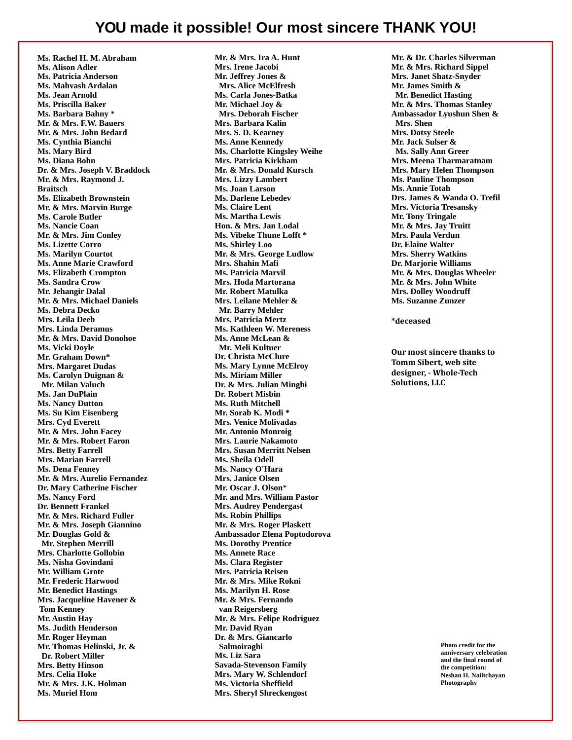# YOU made it possible! Our most sincere THANK YOU!

Ms. Rachel H. M. Abraham
Ms. Alison Adler
Ms. Patricia Anderson
Ms. Mahvash Ardalan
Ms. Jean Arnold
Ms. Priscilla Baker
Ms. Barbara Bahny *
Mr. & Mrs. F.W. Bauers
Mr. & Mrs. John Bedard
Ms. Cynthia Bianchi
Ms. Mary Bird
Ms. Diana Bohn
Dr. & Mrs. Joseph V. Braddock
Mr. & Mrs. Raymond J. Braitsch
Ms. Elizabeth Brownstein
Mr. & Mrs. Marvin Burge
Ms. Carole Butler
Ms. Nancie Coan
Mr. & Mrs. Jim Conley
Ms. Lizette Corro
Ms. Marilyn Courtot
Ms. Anne Marie Crawford
Ms. Elizabeth Crompton
Ms. Sandra Crow
Mr. Jehangir Dalal
Mr. & Mrs. Michael Daniels
Ms. Debra Decko
Mrs. Leila Deeb
Mrs. Linda Deramus
Mr. & Mrs. David Donohoe
Ms. Vicki Doyle
Mr. Graham Down*
Mrs. Margaret Dudas
Ms. Carolyn Duignan & Mr. Milan Valuch
Ms. Jan DuPlain
Ms. Nancy Dutton
Ms. Su Kim Eisenberg
Mrs. Cyd Everett
Mr. & Mrs. John Facey
Mr. & Mrs. Robert Faron
Mrs. Betty Farrell
Mrs. Marian Farrell
Ms. Dena Fenney
Mr. & Mrs. Aurelio Fernandez
Dr. Mary Catherine Fischer
Ms. Nancy Ford
Dr. Bennett Frankel
Mr. & Mrs. Richard Fuller
Mr. & Mrs. Joseph Giannino
Mr. Douglas Gold & Mr. Stephen Merrill
Mrs. Charlotte Gollobin
Ms. Nisha Govindani
Mr. William Grote
Mr. Frederic Harwood
Mr. Benedict Hastings
Mrs. Jacqueline Havener & Tom Kenney
Mr. Austin Hay
Ms. Judith Henderson
Mr. Roger Heyman
Mr. Thomas Helinski, Jr. & Dr. Robert Miller
Mrs. Betty Hinson
Mrs. Celia Hoke
Mr. & Mrs. J.K. Holman
Ms. Muriel Hom

Mr. & Mrs. Ira A. Hunt
Mrs. Irene Jacobi
Mr. Jeffrey Jones & Mrs. Alice McElfresh
Ms. Carla Jones-Batka
Mr. Michael Joy & Mrs. Deborah Fischer
Mrs. Barbara Kalin
Mrs. S. D. Kearney
Ms. Anne Kennedy
Ms. Charlotte Kingsley Weihe
Mrs. Patricia Kirkham
Mr. & Mrs. Donald Kursch
Mrs. Lizzy Lambert
Ms. Joan Larson
Ms. Darlene Lebedev
Ms. Claire Lent
Ms. Martha Lewis
Hon. & Mrs. Jan Lodal
Ms. Vibeke Thune Lofft *
Ms. Shirley Loo
Mr. & Mrs. George Ludlow
Mrs. Shahin Mafi
Ms. Patricia Marvil
Mrs. Hoda Martorana
Mr. Robert Matulka
Mrs. Leilane Mehler & Mr. Barry Mehler
Mrs. Patricia Mertz
Ms. Kathleen W. Mereness
Ms. Anne McLean & Mr. Meli Kultuer
Dr. Christa McClure
Ms. Mary Lynne McElroy
Ms. Miriam Miller
Dr. & Mrs. Julian Minghi
Dr. Robert Misbin
Ms. Ruth Mitchell
Mr. Sorab K. Modi *
Mrs. Venice Molivadas
Mr. Antonio Monroig
Mrs. Laurie Nakamoto
Mrs. Susan Merritt Nelsen
Ms. Sheila Odell
Ms. Nancy O'Hara
Mrs. Janice Olsen
Mr. Oscar J. Olson*
Mr. and Mrs. William Pastor
Mrs. Audrey Pendergast
Ms. Robin Phillips
Mr. & Mrs. Roger Plaskett
Ambassador Elena Poptodorova
Ms. Dorothy Prentice
Ms. Annete Race
Ms. Clara Register
Mrs. Patricia Reisen
Mr. & Mrs. Mike Rokni
Ms. Marilyn H. Rose
Mr. & Mrs. Fernando van Reigersberg
Mr. & Mrs. Felipe Rodriguez
Mr. David Ryan
Dr. & Mrs. Giancarlo Salmoiraghi
Ms. Liz Sara
Savada-Stevenson Family
Mrs. Mary W. Schlendorf
Ms. Victoria Sheffield
Mrs. Sheryl Shreckengost

Mr. & Dr. Charles Silverman
Mr. & Mrs. Richard Sippel
Mrs. Janet Shatz-Snyder
Mr. James Smith & Mr. Benedict Hasting
Mr. & Mrs. Thomas Stanley
Ambassador Lyushun Shen & Mrs. Shen
Mrs. Dotsy Steele
Mr. Jack Sulser & Ms. Sally Ann Greer
Mrs. Meena Tharmaratnam
Mrs. Mary Helen Thompson
Ms. Pauline Thompson
Ms. Annie Totah
Drs. James & Wanda O. Trefil
Mrs. Victoria Tresansky
Mr. Tony Tringale
Mr. & Mrs. Jay Truitt
Mrs. Paula Verdun
Dr. Elaine Walter
Mrs. Sherry Watkins
Dr. Marjorie Williams
Mr. & Mrs. Douglas Wheeler
Mr. & Mrs. John White
Mrs. Dolley Woodruff
Ms. Suzanne Zunzer

*deceased

**Our most sincere thanks to Tomm Sibert, web site designer, - Whole-Tech Solutions, LLC**

Photo credit for the anniversary celebration and the final round of the competition: Neshan H. Nailtchayan Photography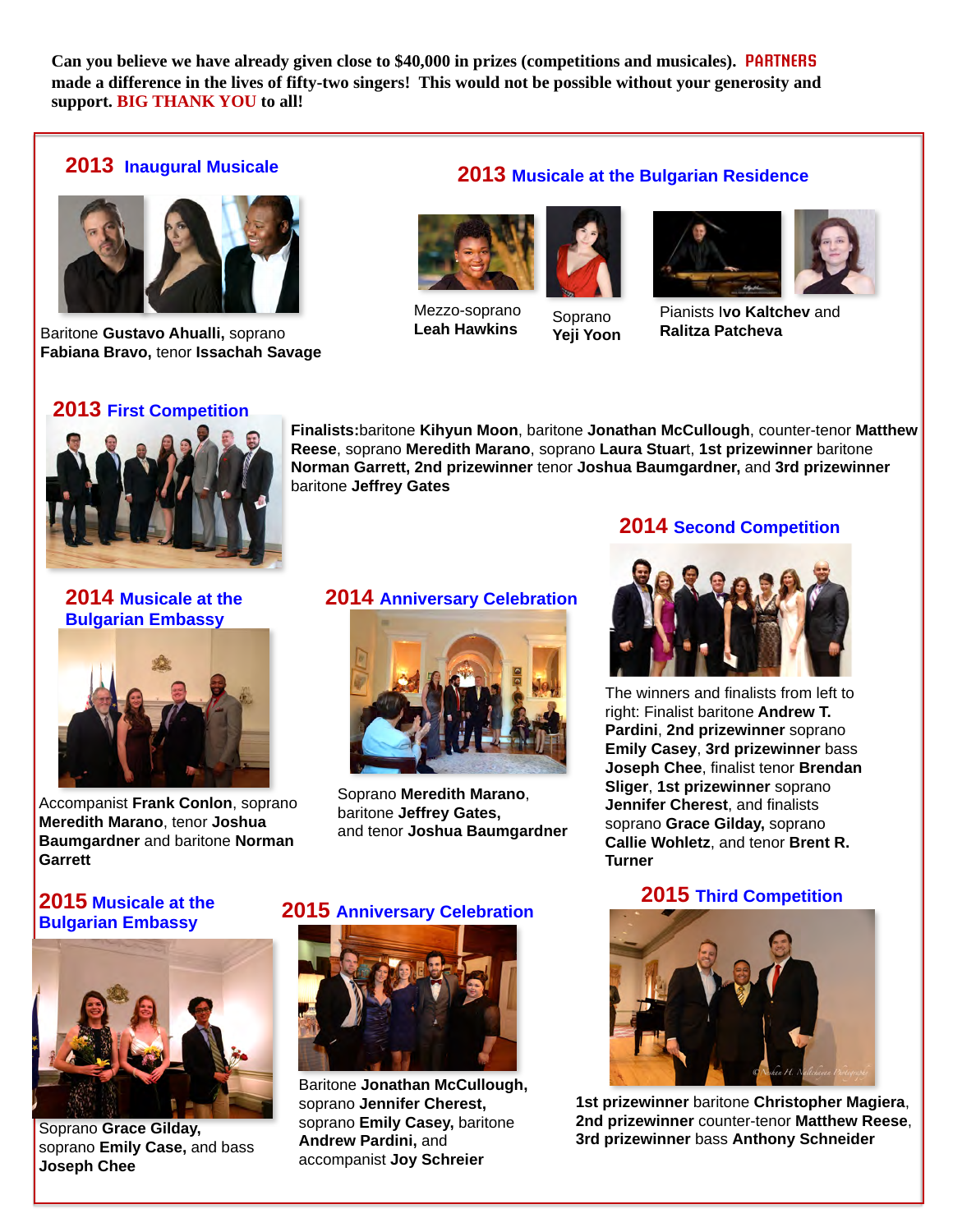**Can you believe we have already given close to $40,000 in prizes (competitions and musicales). PARTNERS made a difference in the lives of fifty-two singers! This would not be possible without your generosity and support. BIG THANK YOU to all!**

## 2013 Inaugural Musicale

Baritone **Gustavo Ahualli,** soprano **Fabiana Bravo,** tenor **Issachah Savage**

## 2013 Musicale at the Bulgarian Residence

Mezzo-soprano **Leah Hawkins**

Soprano **Yeji Yoon**

Pianists I**vo Kaltchev** and **Ralitza Patcheva**

## 2013 First Competition

**Finalists:**baritone **Kihyun Moon**, baritone **Jonathan McCullough**, counter-tenor **Matthew Reese**, soprano **Meredith Marano**, soprano **Laura Stuar**t, **1st prizewinner** baritone **Norman Garrett, 2nd prizewinner** tenor **Joshua Baumgardner,** and **3rd prizewinner** baritone **Jeffrey Gates**

## 2014 Second Competition

The winners and finalists from left to right: Finalist baritone **Andrew T. Pardini**, **2nd prizewinner** soprano **Emily Casey**, **3rd prizewinner** bass **Joseph Chee**, finalist tenor **Brendan Sliger**, **1st prizewinner** soprano **Jennifer Cherest**, and finalists soprano **Grace Gilday,** soprano **Callie Wohletz**, and tenor **Brent R. Turner**

## 2014 Musicale at the Bulgarian Embassy

Accompanist **Frank Conlon**, soprano **Meredith Marano**, tenor **Joshua Baumgardner** and baritone **Norman Garrett**

## 2014 Anniversary Celebration

Soprano **Meredith Marano**, baritone **Jeffrey Gates,** and tenor **Joshua Baumgardner**

## 2015 Musicale at the Bulgarian Embassy

Soprano **Grace Gilday,** soprano **Emily Case,** and bass **Joseph Chee**

## 2015 Anniversary Celebration

Baritone **Jonathan McCullough,** soprano **Jennifer Cherest,** soprano **Emily Casey,** baritone **Andrew Pardini,** and accompanist **Joy Schreier**

## 2015 Third Competition

**1st prizewinner** baritone **Christopher Magiera**, **2nd prizewinner** counter-tenor **Matthew Reese**, **3rd prizewinner** bass **Anthony Schneider**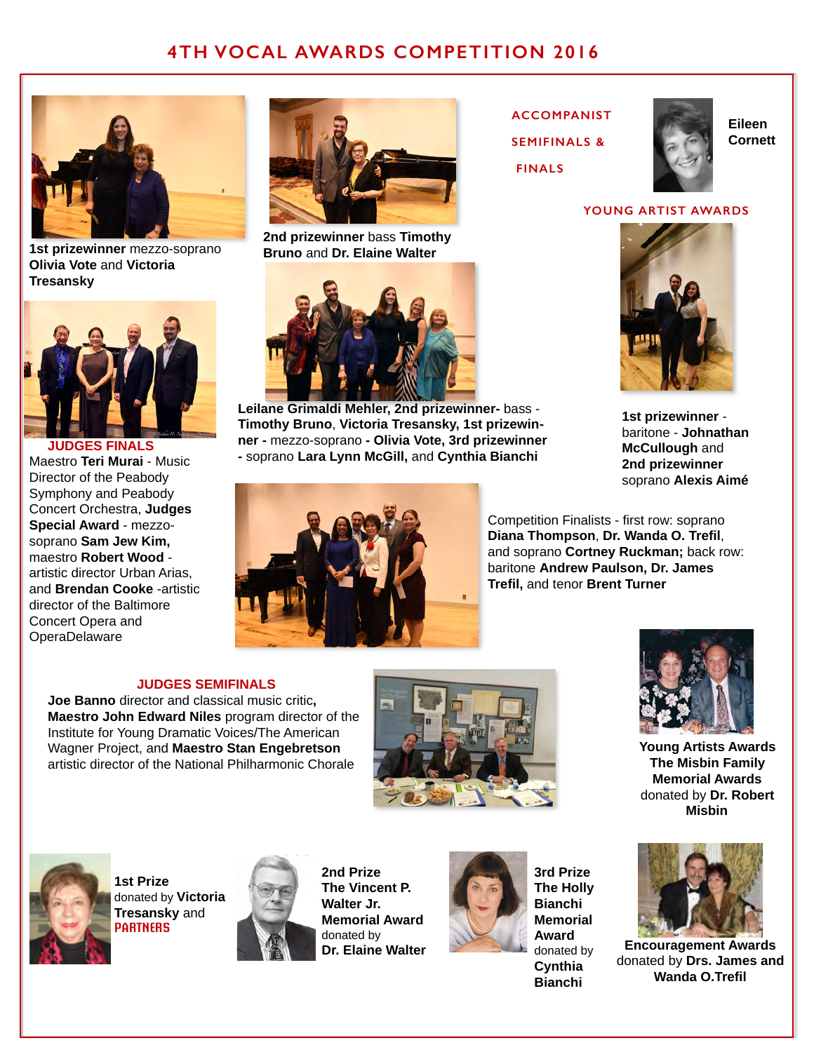# 4TH VOCAL AWARDS COMPETITION 2016

**1st prizewinner** mezzo-soprano **Olivia Vote** and **Victoria Tresansky**

**2nd prizewinner** bass **Timothy Bruno** and **Dr. Elaine Walter**

## ACCOMPANIST SEMIFINALS & FINALS

**Eileen Cornett**

## YOUNG ARTIST AWARDS

**Leilane Grimaldi Mehler, 2nd prizewinner-** bass - **Timothy Bruno**, **Victoria Tresansky, 1st prizewinner -** mezzo-soprano **- Olivia Vote, 3rd prizewinner -** soprano **Lara Lynn McGill,** and **Cynthia Bianchi**

**1st prizewinner** - baritone - **Johnathan McCullough** and **2nd prizewinner** soprano **Alexis Aimé**

## JUDGES FINALS

Maestro **Teri Murai** - Music Director of the Peabody Symphony and Peabody Concert Orchestra, **Judges Special Award** - mezzo-soprano **Sam Jew Kim,** maestro **Robert Wood** - artistic director Urban Arias, and **Brendan Cooke** -artistic director of the Baltimore Concert Opera and OperaDelaware

Competition Finalists - first row: soprano **Diana Thompson**, **Dr. Wanda O. Trefil**, and soprano **Cortney Ruckman;** back row: baritone **Andrew Paulson, Dr. James Trefil,** and tenor **Brent Turner**

## JUDGES SEMIFINALS

**Joe Banno** director and classical music critic**, Maestro John Edward Niles** program director of the Institute for Young Dramatic Voices/The American Wagner Project, and **Maestro Stan Engebretson** artistic director of the National Philharmonic Chorale

**Young Artists Awards The Misbin Family Memorial Awards** donated by **Dr. Robert Misbin**

**1st Prize** donated by **Victoria Tresansky** and **PARTNERS**

**2nd Prize The Vincent P. Walter Jr. Memorial Award** donated by **Dr. Elaine Walter**

**3rd Prize The Holly Bianchi Memorial Award** donated by **Cynthia Bianchi**

**Encouragement Awards** donated by **Drs. James and Wanda O.Trefil**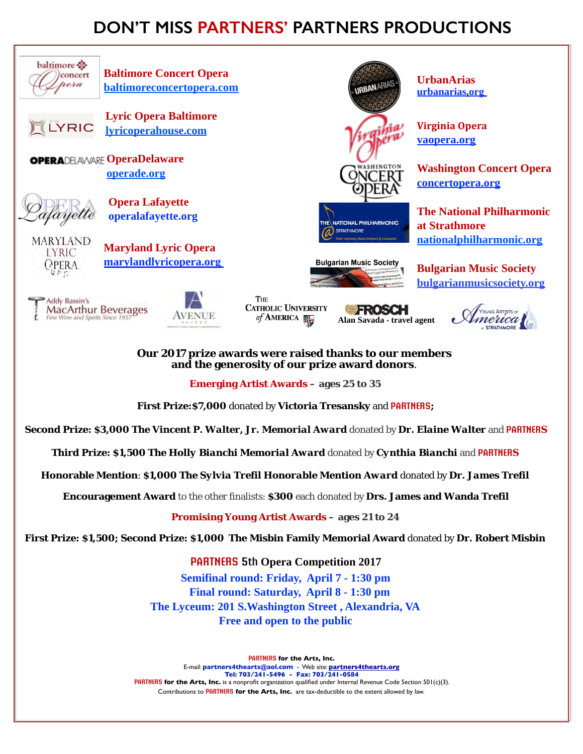# DON'T MISS PARTNERS' PARTNERS PRODUCTIONS

**Baltimore Concert Opera**
baltimoreconcertopera.com

**Lyric Opera Baltimore**
lyricoperahouse.com

**OperaDelaware**
operade.org

**Opera Lafayette**
operalafayette.org

**Maryland Lyric Opera**
marylandlyricopera.org

**UrbanArias**
urbanarias.org

**Virginia Opera**
vaopera.org

**Washington Concert Opera**
concertopera.org

**The National Philharmonic at Strathmore**
nationalphilharmonic.org

**Bulgarian Music Society**
bulgarianmusicsociety.org

Addy Bassin's MacArthur Beverages — Fine Wine and Spirits Since 1957

Avenue

The Catholic University of America

Frosch — Alan Savada - travel agent

Young Artists of America at Strathmore

**Our 2017 prize awards were raised thanks to our members and the generosity of our prize award donors.**

**Emerging Artist Awards – ages 25 to 35**

**First Prize: $7,000** donated by **Victoria Tresansky** and **PARTNERS**;

**Second Prize: $3,000 The Vincent P. Walter, Jr. Memorial Award** donated by **Dr. Elaine Walter** and **PARTNERS**

**Third Prize: $1,500 The Holly Bianchi Memorial Award** donated by **Cynthia Bianchi** and **PARTNERS**

**Honorable Mention**: **$1,000 The Sylvia Trefil Honorable Mention Award** donated by **Dr. James Trefil**

**Encouragement Award** to the other finalists: **$300** each donated by **Drs. James and Wanda Trefil**

**Promising Young Artist Awards – ages 21 to 24**

**First Prize: $1,500; Second Prize: $1,000 The Misbin Family Memorial Award** donated by **Dr. Robert Misbin**

**PARTNERS 5th Opera Competition 2017**

**Semifinal round: Friday, April 7 - 1:30 pm**
**Final round: Saturday, April 8 - 1:30 pm**
**The Lyceum: 201 S.Washington Street , Alexandria, VA**
**Free and open to the public**

**PARTNERS for the Arts, Inc.**
E-mail: **partners4thearts@aol.com** - Web site: **partners4thearts.org**
**Tel: 703/241-5496 - Fax: 703/241-0584**
**PARTNERS for the Arts, Inc.** is a nonprofit organization qualified under Internal Revenue Code Section 501(c)(3).
Contributions to **PARTNERS for the Arts, Inc.** are tax-deductible to the extent allowed by law.